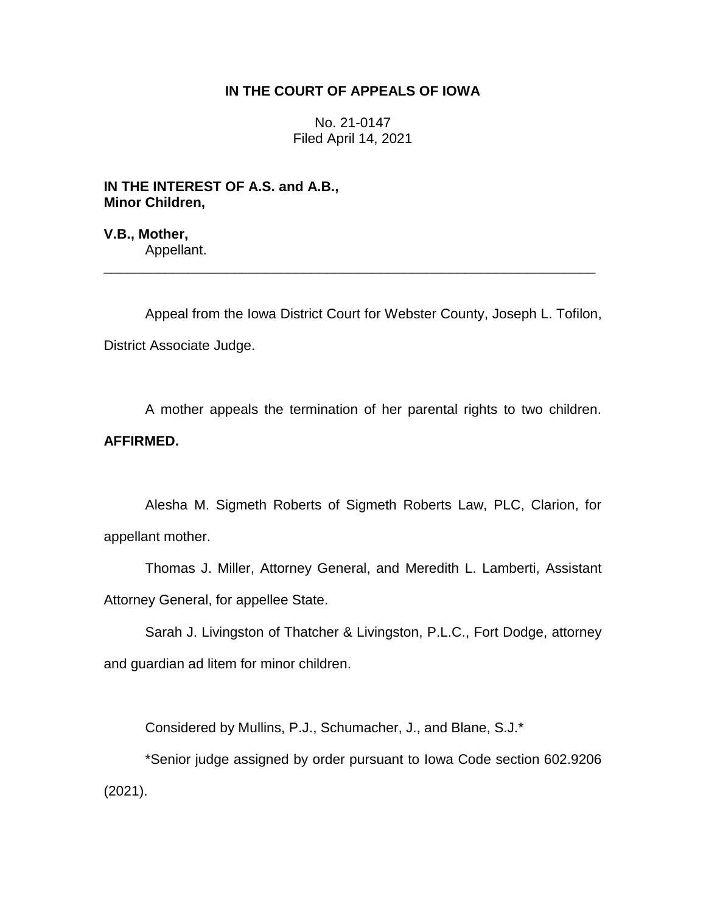**IN THE COURT OF APPEALS OF IOWA**

No. 21-0147
Filed April 14, 2021

**IN THE INTEREST OF A.S. and A.B., Minor Children,**

**V.B., Mother,**
Appellant.

---

Appeal from the Iowa District Court for Webster County, Joseph L. Tofilon, District Associate Judge.

A mother appeals the termination of her parental rights to two children. **AFFIRMED.**

Alesha M. Sigmeth Roberts of Sigmeth Roberts Law, PLC, Clarion, for appellant mother.

Thomas J. Miller, Attorney General, and Meredith L. Lamberti, Assistant Attorney General, for appellee State.

Sarah J. Livingston of Thatcher & Livingston, P.L.C., Fort Dodge, attorney and guardian ad litem for minor children.

Considered by Mullins, P.J., Schumacher, J., and Blane, S.J.*

*Senior judge assigned by order pursuant to Iowa Code section 602.9206 (2021).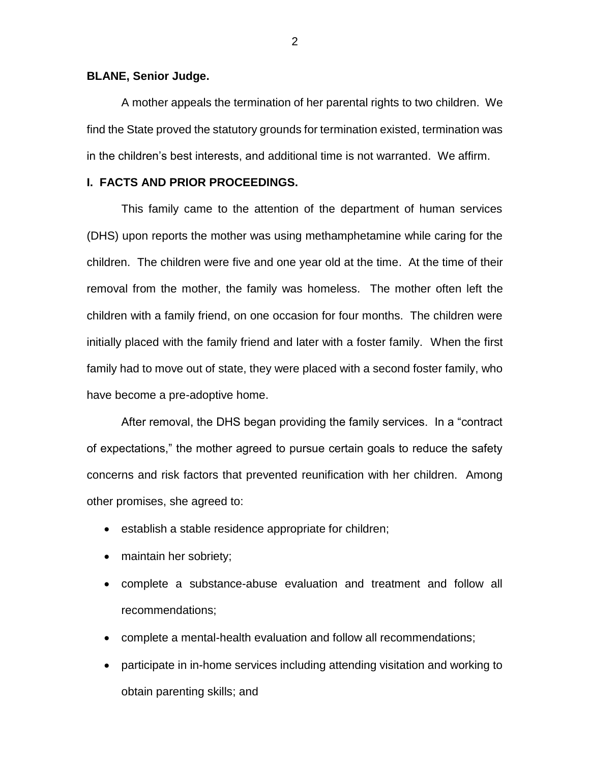**BLANE, Senior Judge.**

A mother appeals the termination of her parental rights to two children. We find the State proved the statutory grounds for termination existed, termination was in the children's best interests, and additional time is not warranted. We affirm.

## I. FACTS AND PRIOR PROCEEDINGS.

This family came to the attention of the department of human services (DHS) upon reports the mother was using methamphetamine while caring for the children. The children were five and one year old at the time. At the time of their removal from the mother, the family was homeless. The mother often left the children with a family friend, on one occasion for four months. The children were initially placed with the family friend and later with a foster family. When the first family had to move out of state, they were placed with a second foster family, who have become a pre-adoptive home.

After removal, the DHS began providing the family services. In a "contract of expectations," the mother agreed to pursue certain goals to reduce the safety concerns and risk factors that prevented reunification with her children. Among other promises, she agreed to:

- establish a stable residence appropriate for children;
- maintain her sobriety;
- complete a substance-abuse evaluation and treatment and follow all recommendations;
- complete a mental-health evaluation and follow all recommendations;
- participate in in-home services including attending visitation and working to obtain parenting skills; and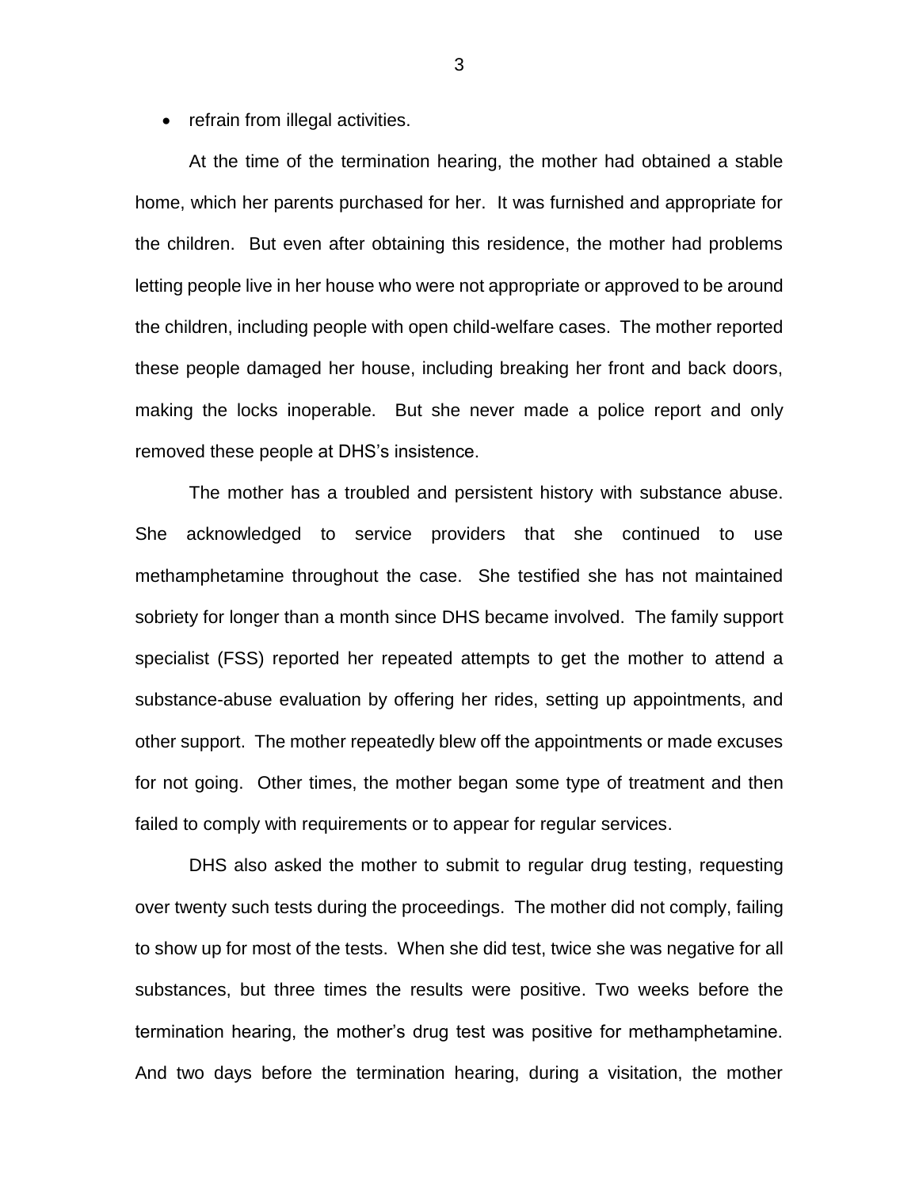- refrain from illegal activities.

At the time of the termination hearing, the mother had obtained a stable home, which her parents purchased for her. It was furnished and appropriate for the children. But even after obtaining this residence, the mother had problems letting people live in her house who were not appropriate or approved to be around the children, including people with open child-welfare cases. The mother reported these people damaged her house, including breaking her front and back doors, making the locks inoperable. But she never made a police report and only removed these people at DHS's insistence.

The mother has a troubled and persistent history with substance abuse. She acknowledged to service providers that she continued to use methamphetamine throughout the case. She testified she has not maintained sobriety for longer than a month since DHS became involved. The family support specialist (FSS) reported her repeated attempts to get the mother to attend a substance-abuse evaluation by offering her rides, setting up appointments, and other support. The mother repeatedly blew off the appointments or made excuses for not going. Other times, the mother began some type of treatment and then failed to comply with requirements or to appear for regular services.

DHS also asked the mother to submit to regular drug testing, requesting over twenty such tests during the proceedings. The mother did not comply, failing to show up for most of the tests. When she did test, twice she was negative for all substances, but three times the results were positive. Two weeks before the termination hearing, the mother's drug test was positive for methamphetamine. And two days before the termination hearing, during a visitation, the mother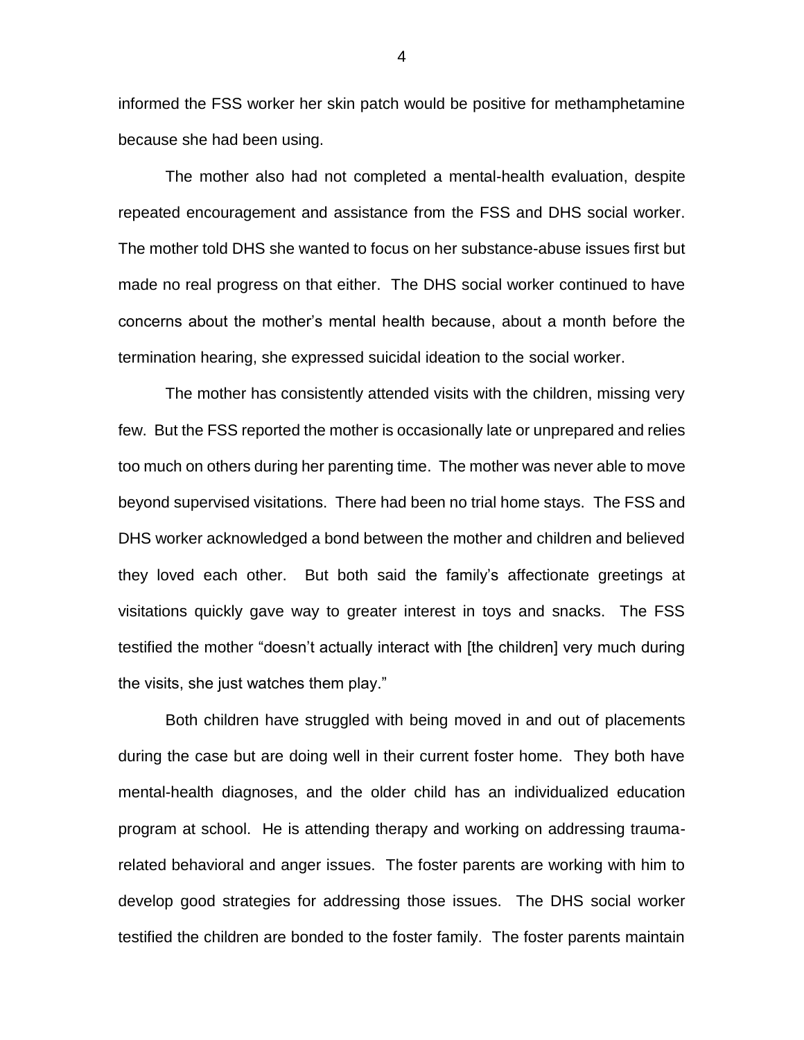informed the FSS worker her skin patch would be positive for methamphetamine because she had been using.

The mother also had not completed a mental-health evaluation, despite repeated encouragement and assistance from the FSS and DHS social worker. The mother told DHS she wanted to focus on her substance-abuse issues first but made no real progress on that either. The DHS social worker continued to have concerns about the mother's mental health because, about a month before the termination hearing, she expressed suicidal ideation to the social worker.

The mother has consistently attended visits with the children, missing very few. But the FSS reported the mother is occasionally late or unprepared and relies too much on others during her parenting time. The mother was never able to move beyond supervised visitations. There had been no trial home stays. The FSS and DHS worker acknowledged a bond between the mother and children and believed they loved each other. But both said the family's affectionate greetings at visitations quickly gave way to greater interest in toys and snacks. The FSS testified the mother "doesn't actually interact with [the children] very much during the visits, she just watches them play."

Both children have struggled with being moved in and out of placements during the case but are doing well in their current foster home. They both have mental-health diagnoses, and the older child has an individualized education program at school. He is attending therapy and working on addressing trauma-related behavioral and anger issues. The foster parents are working with him to develop good strategies for addressing those issues. The DHS social worker testified the children are bonded to the foster family. The foster parents maintain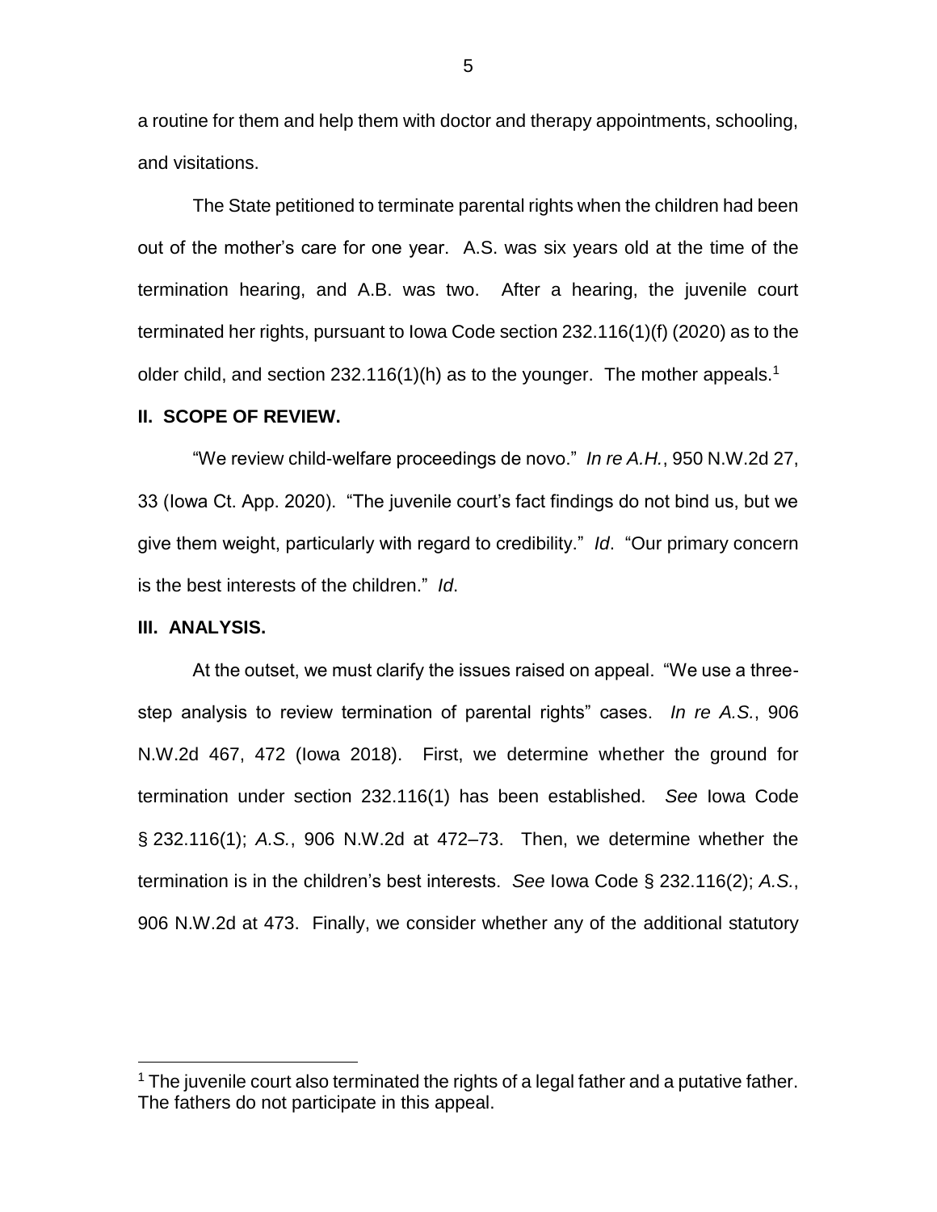a routine for them and help them with doctor and therapy appointments, schooling, and visitations.

The State petitioned to terminate parental rights when the children had been out of the mother's care for one year. A.S. was six years old at the time of the termination hearing, and A.B. was two. After a hearing, the juvenile court terminated her rights, pursuant to Iowa Code section 232.116(1)(f) (2020) as to the older child, and section 232.116(1)(h) as to the younger. The mother appeals.[1]

## II. SCOPE OF REVIEW.

"We review child-welfare proceedings de novo." *In re A.H.*, 950 N.W.2d 27, 33 (Iowa Ct. App. 2020). "The juvenile court's fact findings do not bind us, but we give them weight, particularly with regard to credibility." *Id*. "Our primary concern is the best interests of the children." *Id*.

## III. ANALYSIS.

At the outset, we must clarify the issues raised on appeal. "We use a three-step analysis to review termination of parental rights" cases. *In re A.S.*, 906 N.W.2d 467, 472 (Iowa 2018). First, we determine whether the ground for termination under section 232.116(1) has been established. *See* Iowa Code § 232.116(1); *A.S.*, 906 N.W.2d at 472–73. Then, we determine whether the termination is in the children's best interests. *See* Iowa Code § 232.116(2); *A.S.*, 906 N.W.2d at 473. Finally, we consider whether any of the additional statutory

[1] The juvenile court also terminated the rights of a legal father and a putative father. The fathers do not participate in this appeal.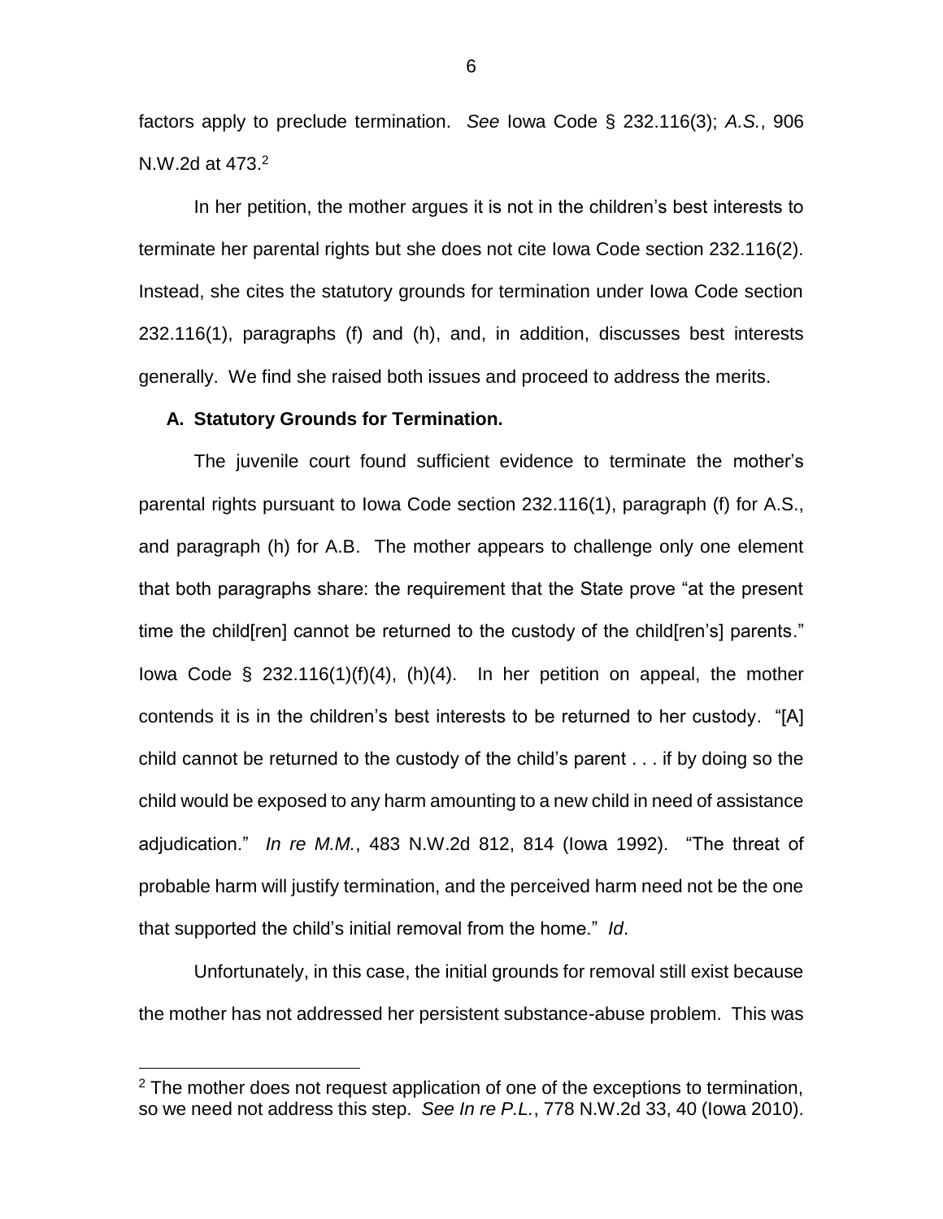factors apply to preclude termination. *See* Iowa Code § 232.116(3); *A.S.*, 906 N.W.2d at 473.[2]

In her petition, the mother argues it is not in the children's best interests to terminate her parental rights but she does not cite Iowa Code section 232.116(2). Instead, she cites the statutory grounds for termination under Iowa Code section 232.116(1), paragraphs (f) and (h), and, in addition, discusses best interests generally. We find she raised both issues and proceed to address the merits.

### A. Statutory Grounds for Termination.

The juvenile court found sufficient evidence to terminate the mother's parental rights pursuant to Iowa Code section 232.116(1), paragraph (f) for A.S., and paragraph (h) for A.B. The mother appears to challenge only one element that both paragraphs share: the requirement that the State prove "at the present time the child[ren] cannot be returned to the custody of the child[ren's] parents." Iowa Code § 232.116(1)(f)(4), (h)(4). In her petition on appeal, the mother contends it is in the children's best interests to be returned to her custody. "[A] child cannot be returned to the custody of the child's parent . . . if by doing so the child would be exposed to any harm amounting to a new child in need of assistance adjudication." *In re M.M.*, 483 N.W.2d 812, 814 (Iowa 1992). "The threat of probable harm will justify termination, and the perceived harm need not be the one that supported the child's initial removal from the home." *Id*.

Unfortunately, in this case, the initial grounds for removal still exist because the mother has not addressed her persistent substance-abuse problem. This was

[2] The mother does not request application of one of the exceptions to termination, so we need not address this step. *See In re P.L.*, 778 N.W.2d 33, 40 (Iowa 2010).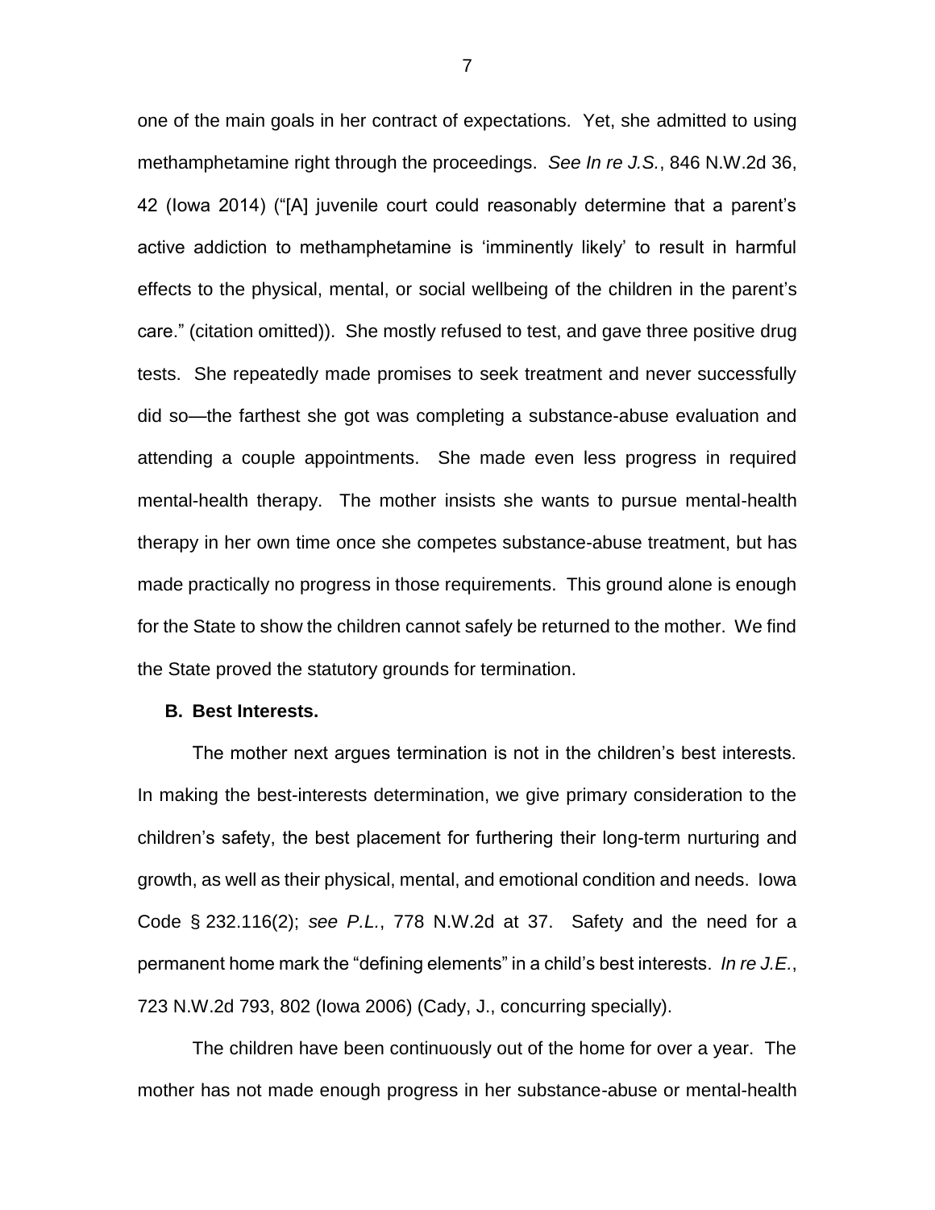one of the main goals in her contract of expectations. Yet, she admitted to using methamphetamine right through the proceedings. *See In re J.S.*, 846 N.W.2d 36, 42 (Iowa 2014) ("[A] juvenile court could reasonably determine that a parent's active addiction to methamphetamine is 'imminently likely' to result in harmful effects to the physical, mental, or social wellbeing of the children in the parent's care." (citation omitted)). She mostly refused to test, and gave three positive drug tests. She repeatedly made promises to seek treatment and never successfully did so—the farthest she got was completing a substance-abuse evaluation and attending a couple appointments. She made even less progress in required mental-health therapy. The mother insists she wants to pursue mental-health therapy in her own time once she competes substance-abuse treatment, but has made practically no progress in those requirements. This ground alone is enough for the State to show the children cannot safely be returned to the mother. We find the State proved the statutory grounds for termination.

### B. Best Interests.

The mother next argues termination is not in the children's best interests. In making the best-interests determination, we give primary consideration to the children's safety, the best placement for furthering their long-term nurturing and growth, as well as their physical, mental, and emotional condition and needs. Iowa Code § 232.116(2); *see P.L.*, 778 N.W.2d at 37. Safety and the need for a permanent home mark the "defining elements" in a child's best interests. *In re J.E.*, 723 N.W.2d 793, 802 (Iowa 2006) (Cady, J., concurring specially).

The children have been continuously out of the home for over a year. The mother has not made enough progress in her substance-abuse or mental-health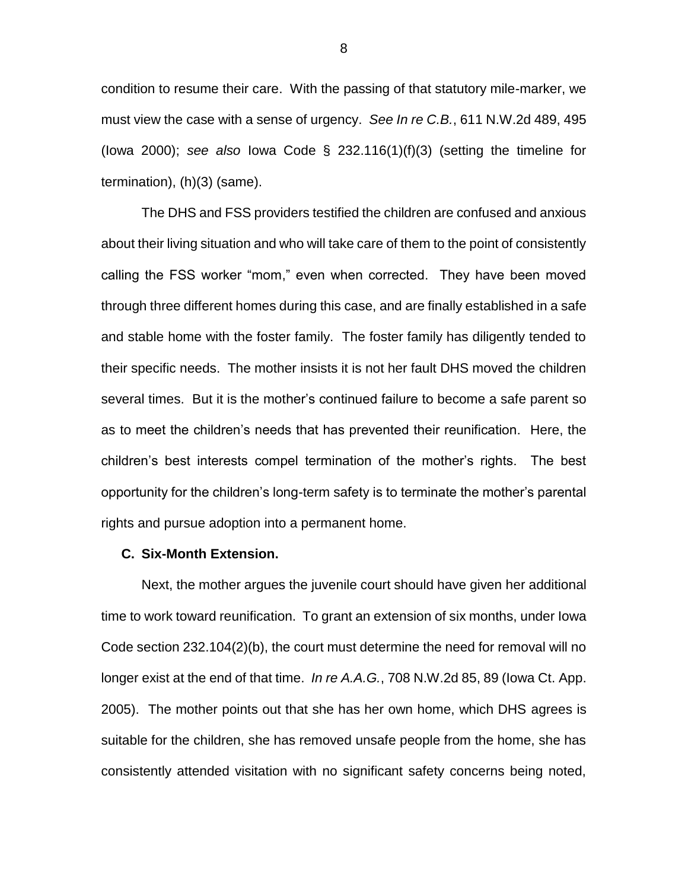condition to resume their care. With the passing of that statutory mile-marker, we must view the case with a sense of urgency. *See In re C.B.*, 611 N.W.2d 489, 495 (Iowa 2000); *see also* Iowa Code § 232.116(1)(f)(3) (setting the timeline for termination), (h)(3) (same).

The DHS and FSS providers testified the children are confused and anxious about their living situation and who will take care of them to the point of consistently calling the FSS worker "mom," even when corrected. They have been moved through three different homes during this case, and are finally established in a safe and stable home with the foster family. The foster family has diligently tended to their specific needs. The mother insists it is not her fault DHS moved the children several times. But it is the mother's continued failure to become a safe parent so as to meet the children's needs that has prevented their reunification. Here, the children's best interests compel termination of the mother's rights. The best opportunity for the children's long-term safety is to terminate the mother's parental rights and pursue adoption into a permanent home.

**C. Six-Month Extension.**

Next, the mother argues the juvenile court should have given her additional time to work toward reunification. To grant an extension of six months, under Iowa Code section 232.104(2)(b), the court must determine the need for removal will no longer exist at the end of that time. *In re A.A.G.*, 708 N.W.2d 85, 89 (Iowa Ct. App. 2005). The mother points out that she has her own home, which DHS agrees is suitable for the children, she has removed unsafe people from the home, she has consistently attended visitation with no significant safety concerns being noted,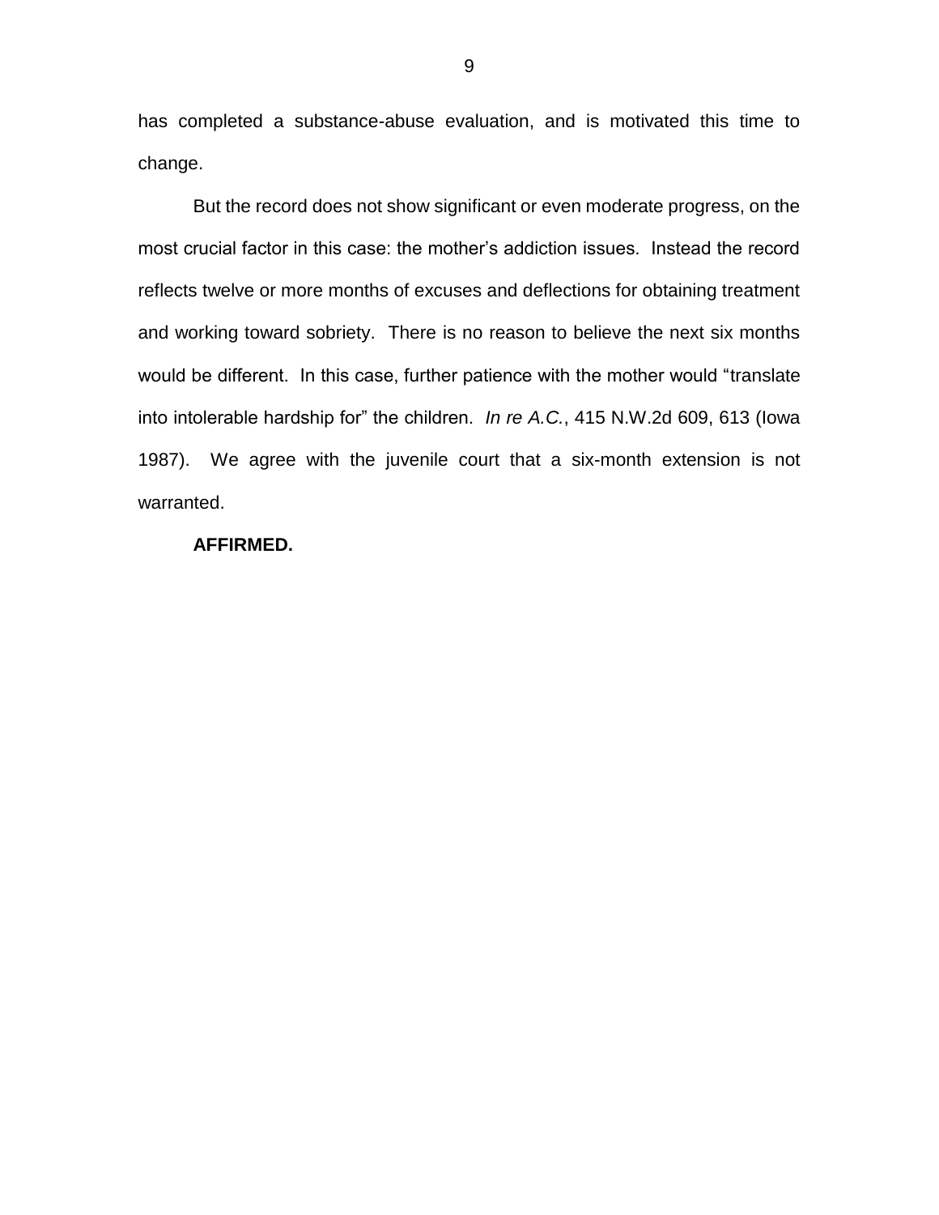has completed a substance-abuse evaluation, and is motivated this time to change.

But the record does not show significant or even moderate progress, on the most crucial factor in this case: the mother's addiction issues. Instead the record reflects twelve or more months of excuses and deflections for obtaining treatment and working toward sobriety. There is no reason to believe the next six months would be different. In this case, further patience with the mother would "translate into intolerable hardship for" the children. *In re A.C.*, 415 N.W.2d 609, 613 (Iowa 1987). We agree with the juvenile court that a six-month extension is not warranted.

**AFFIRMED.**